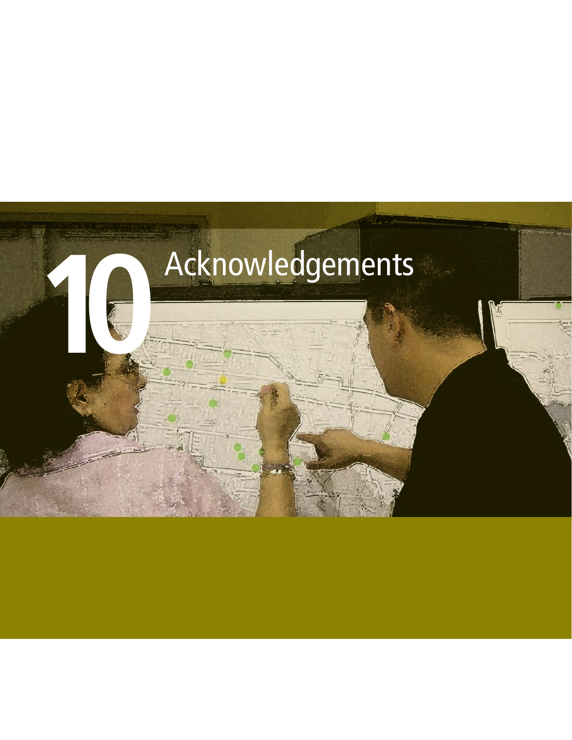# 10 Acknowledgements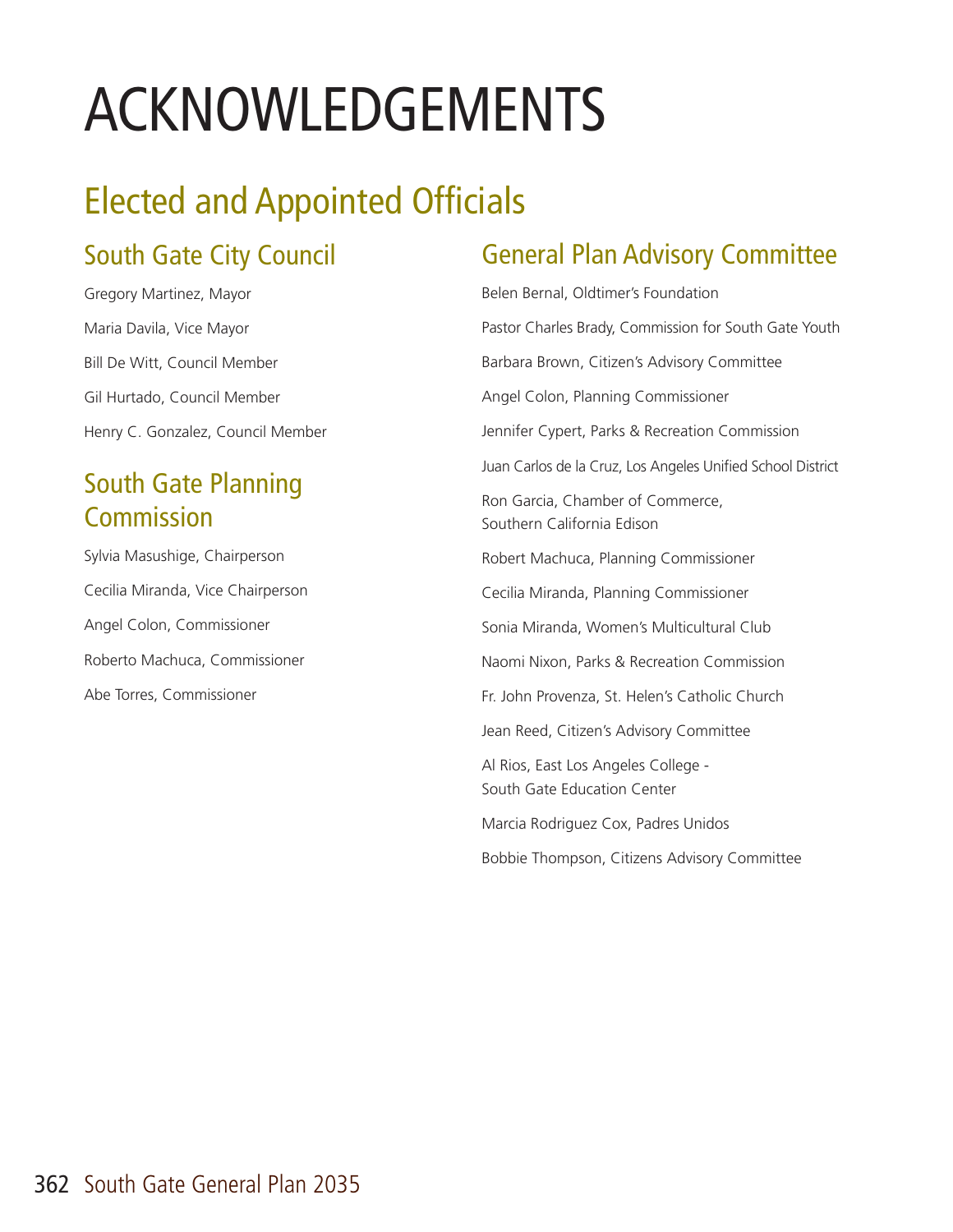# ACKNOWLEDGEMENTS

## Elected and Appointed Officials

### South Gate City Council

Gregory Martinez, Mayor

Maria Davila, Vice Mayor

Bill De Witt, Council Member

Gil Hurtado, Council Member

Henry C. Gonzalez, Council Member

### South Gate Planning Commission

Sylvia Masushige, Chairperson

Cecilia Miranda, Vice Chairperson

Angel Colon, Commissioner

Roberto Machuca, Commissioner

Abe Torres, Commissioner

### General Plan Advisory Committee

Belen Bernal, Oldtimer's Foundation

Pastor Charles Brady, Commission for South Gate Youth

Barbara Brown, Citizen's Advisory Committee

Angel Colon, Planning Commissioner

Jennifer Cypert, Parks & Recreation Commission

Juan Carlos de la Cruz, Los Angeles Unified School District

Ron Garcia, Chamber of Commerce,
Southern California Edison

Robert Machuca, Planning Commissioner

Cecilia Miranda, Planning Commissioner

Sonia Miranda, Women's Multicultural Club

Naomi Nixon, Parks & Recreation Commission

Fr. John Provenza, St. Helen's Catholic Church

Jean Reed, Citizen's Advisory Committee

Al Rios, East Los Angeles College -
South Gate Education Center

Marcia Rodriguez Cox, Padres Unidos

Bobbie Thompson, Citizens Advisory Committee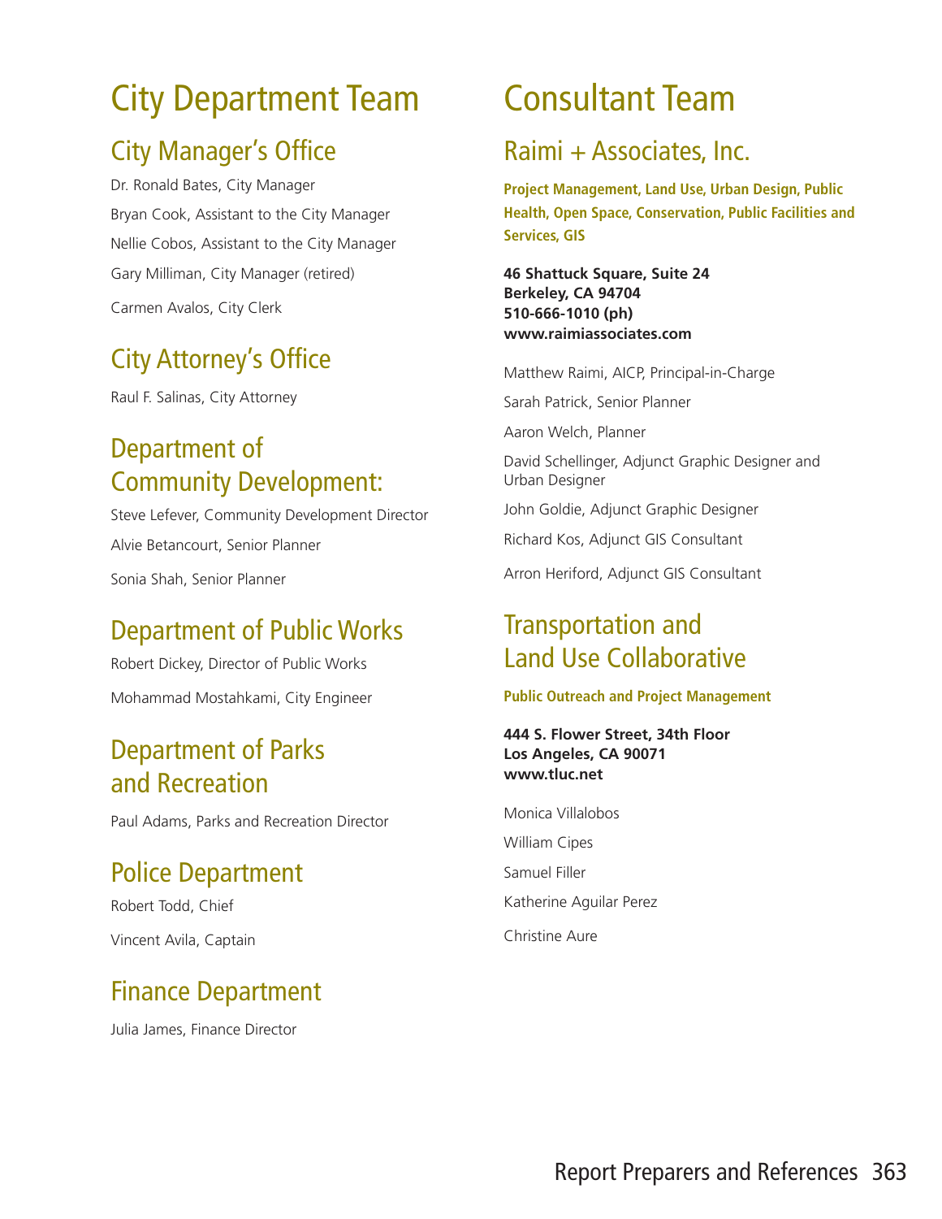# City Department Team

## City Manager's Office

Dr. Ronald Bates, City Manager

Bryan Cook, Assistant to the City Manager

Nellie Cobos, Assistant to the City Manager

Gary Milliman, City Manager (retired)

Carmen Avalos, City Clerk

## City Attorney's Office

Raul F. Salinas, City Attorney

## Department of Community Development:

Steve Lefever, Community Development Director

Alvie Betancourt, Senior Planner

Sonia Shah, Senior Planner

## Department of Public Works

Robert Dickey, Director of Public Works

Mohammad Mostahkami, City Engineer

## Department of Parks and Recreation

Paul Adams, Parks and Recreation Director

## Police Department

Robert Todd, Chief

Vincent Avila, Captain

## Finance Department

Julia James, Finance Director

# Consultant Team

## Raimi + Associates, Inc.

**Project Management, Land Use, Urban Design, Public Health, Open Space, Conservation, Public Facilities and Services, GIS**

**46 Shattuck Square, Suite 24**
**Berkeley, CA 94704**
**510-666-1010 (ph)**
**www.raimiassociates.com**

Matthew Raimi, AICP, Principal-in-Charge

Sarah Patrick, Senior Planner

Aaron Welch, Planner

David Schellinger, Adjunct Graphic Designer and Urban Designer

John Goldie, Adjunct Graphic Designer

Richard Kos, Adjunct GIS Consultant

Arron Heriford, Adjunct GIS Consultant

## Transportation and Land Use Collaborative

**Public Outreach and Project Management**

**444 S. Flower Street, 34th Floor**
**Los Angeles, CA 90071**
**www.tluc.net**

Monica Villalobos

William Cipes

Samuel Filler

Katherine Aguilar Perez

Christine Aure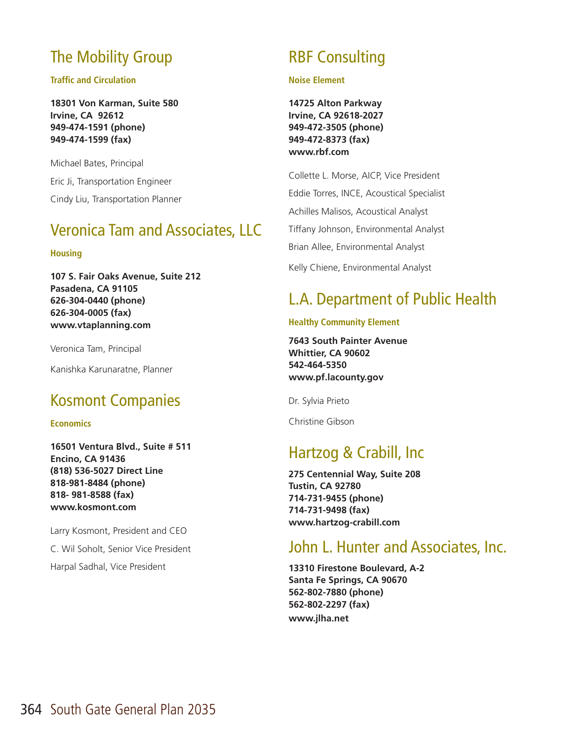## The Mobility Group

**Traffic and Circulation**

**18301 Von Karman, Suite 580**
**Irvine, CA 92612**
**949-474-1591 (phone)**
**949-474-1599 (fax)**

Michael Bates, Principal

Eric Ji, Transportation Engineer

Cindy Liu, Transportation Planner

## Veronica Tam and Associates, LLC

**Housing**

**107 S. Fair Oaks Avenue, Suite 212**
**Pasadena, CA 91105**
**626-304-0440 (phone)**
**626-304-0005 (fax)**
**www.vtaplanning.com**

Veronica Tam, Principal

Kanishka Karunaratne, Planner

## Kosmont Companies

**Economics**

**16501 Ventura Blvd., Suite # 511**
**Encino, CA 91436**
**(818) 536-5027 Direct Line**
**818-981-8484 (phone)**
**818- 981-8588 (fax)**
**www.kosmont.com**

Larry Kosmont, President and CEO

C. Wil Soholt, Senior Vice President

Harpal Sadhal, Vice President

## RBF Consulting

**Noise Element**

**14725 Alton Parkway**
**Irvine, CA 92618-2027**
**949-472-3505 (phone)**
**949-472-8373 (fax)**
**www.rbf.com**

Collette L. Morse, AICP, Vice President

Eddie Torres, INCE, Acoustical Specialist

Achilles Malisos, Acoustical Analyst

Tiffany Johnson, Environmental Analyst

Brian Allee, Environmental Analyst

Kelly Chiene, Environmental Analyst

## L.A. Department of Public Health

**Healthy Community Element**

**7643 South Painter Avenue**
**Whittier, CA 90602**
**542-464-5350**
**www.pf.lacounty.gov**

Dr. Sylvia Prieto

Christine Gibson

## Hartzog & Crabill, Inc

**275 Centennial Way, Suite 208**
**Tustin, CA 92780**
**714-731-9455 (phone)**
**714-731-9498 (fax)**
**www.hartzog-crabill.com**

## John L. Hunter and Associates, Inc.

**13310 Firestone Boulevard, A-2**
**Santa Fe Springs, CA 90670**
**562-802-7880 (phone)**
**562-802-2297 (fax)**
**www.jlha.net**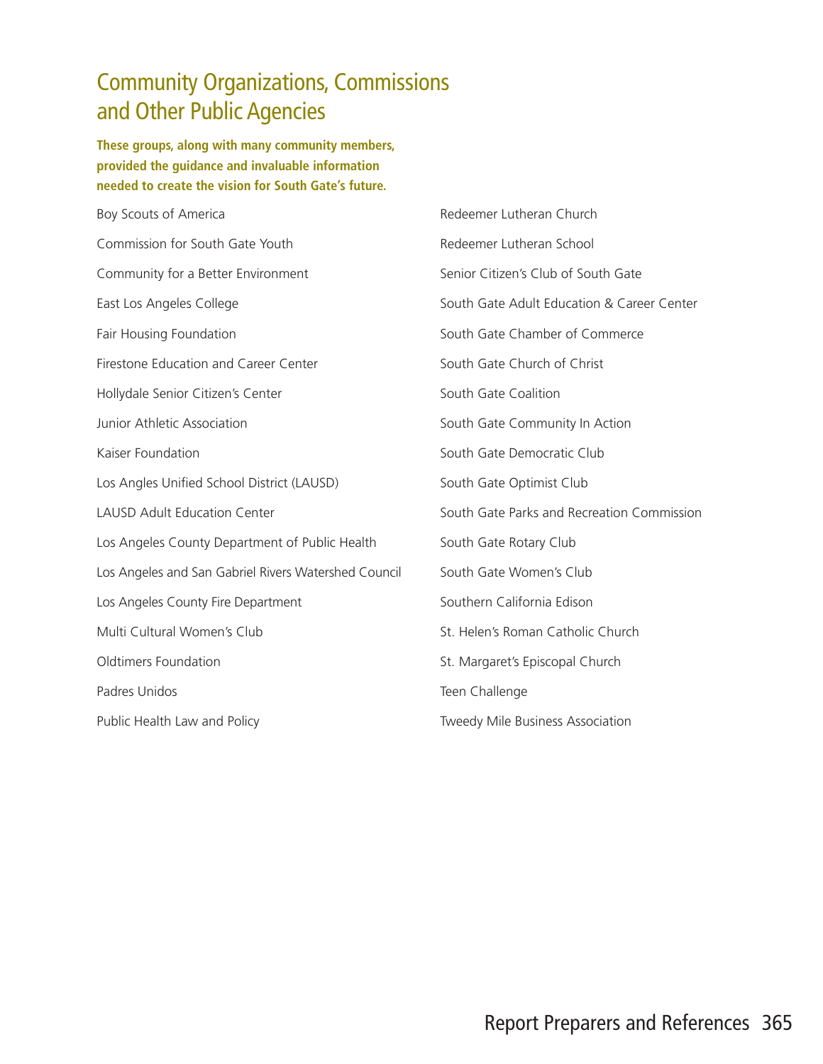# Community Organizations, Commissions and Other Public Agencies

**These groups, along with many community members, provided the guidance and invaluable information needed to create the vision for South Gate's future.**

Boy Scouts of America

Commission for South Gate Youth

Community for a Better Environment

East Los Angeles College

Fair Housing Foundation

Firestone Education and Career Center

Hollydale Senior Citizen's Center

Junior Athletic Association

Kaiser Foundation

Los Angles Unified School District (LAUSD)

LAUSD Adult Education Center

Los Angeles County Department of Public Health

Los Angeles and San Gabriel Rivers Watershed Council

Los Angeles County Fire Department

Multi Cultural Women's Club

Oldtimers Foundation

Padres Unidos

Public Health Law and Policy

Redeemer Lutheran Church

Redeemer Lutheran School

Senior Citizen's Club of South Gate

South Gate Adult Education & Career Center

South Gate Chamber of Commerce

South Gate Church of Christ

South Gate Coalition

South Gate Community In Action

South Gate Democratic Club

South Gate Optimist Club

South Gate Parks and Recreation Commission

South Gate Rotary Club

South Gate Women's Club

Southern California Edison

St. Helen's Roman Catholic Church

St. Margaret's Episcopal Church

Teen Challenge

Tweedy Mile Business Association